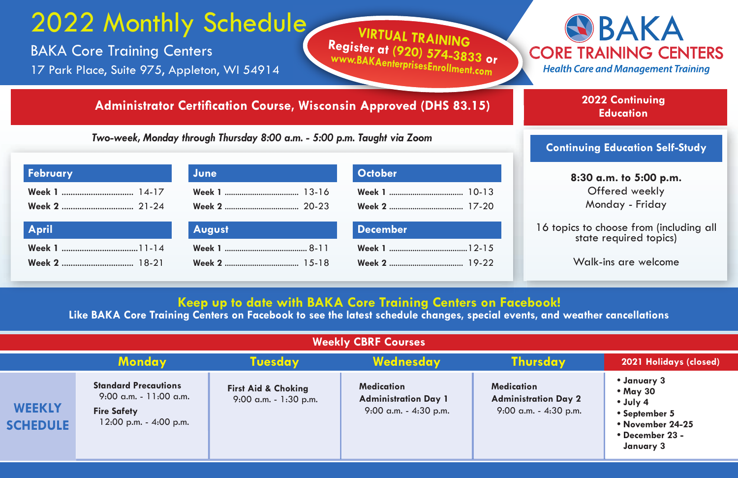# 2022 Monthly Schedule

BAKA Core Training Centers

17 Park Place, Suite 975, Appleton, WI 54914

**VIRTUAL TRAINING**
**Register at (920) 574-3833 or www.BAKAenterprisesEnrollment.com**

**BAKA CORE TRAINING CENTERS**
*Health Care and Management Training*

## Administrator Certification Course, Wisconsin Approved (DHS 83.15)

*Two-week, Monday through Thursday 8:00 a.m. - 5:00 p.m. Taught via Zoom*

| February | | June | | October | |
|---|---|---|---|---|---|
| Week 1 | 14-17 | Week 1 | 13-16 | Week 1 | 10-13 |
| Week 2 | 21-24 | Week 2 | 20-23 | Week 2 | 17-20 |

| April | | August | | December | |
|---|---|---|---|---|---|
| Week 1 | 11-14 | Week 1 | 8-11 | Week 1 | 12-15 |
| Week 2 | 18-21 | Week 2 | 15-18 | Week 2 | 19-22 |

## 2022 Continuing Education

### Continuing Education Self-Study

**8:30 a.m. to 5:00 p.m.**
Offered weekly
Monday - Friday

16 topics to choose from (including all state required topics)

Walk-ins are welcome

## Keep up to date with BAKA Core Training Centers on Facebook!

**Like BAKA Core Training Centers on Facebook to see the latest schedule changes, special events, and weather cancellations**

## Weekly CBRF Courses

| | Monday | Tuesday | Wednesday | Thursday |
|---|---|---|---|---|
| **WEEKLY SCHEDULE** | **Standard Precautions** 9:00 a.m. - 11:00 a.m.<br>**Fire Safety** 12:00 p.m. - 4:00 p.m. | **First Aid & Choking** 9:00 a.m. - 1:30 p.m. | **Medication Administration Day 1** 9:00 a.m. - 4:30 p.m. | **Medication Administration Day 2** 9:00 a.m. - 4:30 p.m. |

### 2021 Holidays (closed)

- January 3
- May 30
- July 4
- September 5
- November 24-25
- December 23 - January 3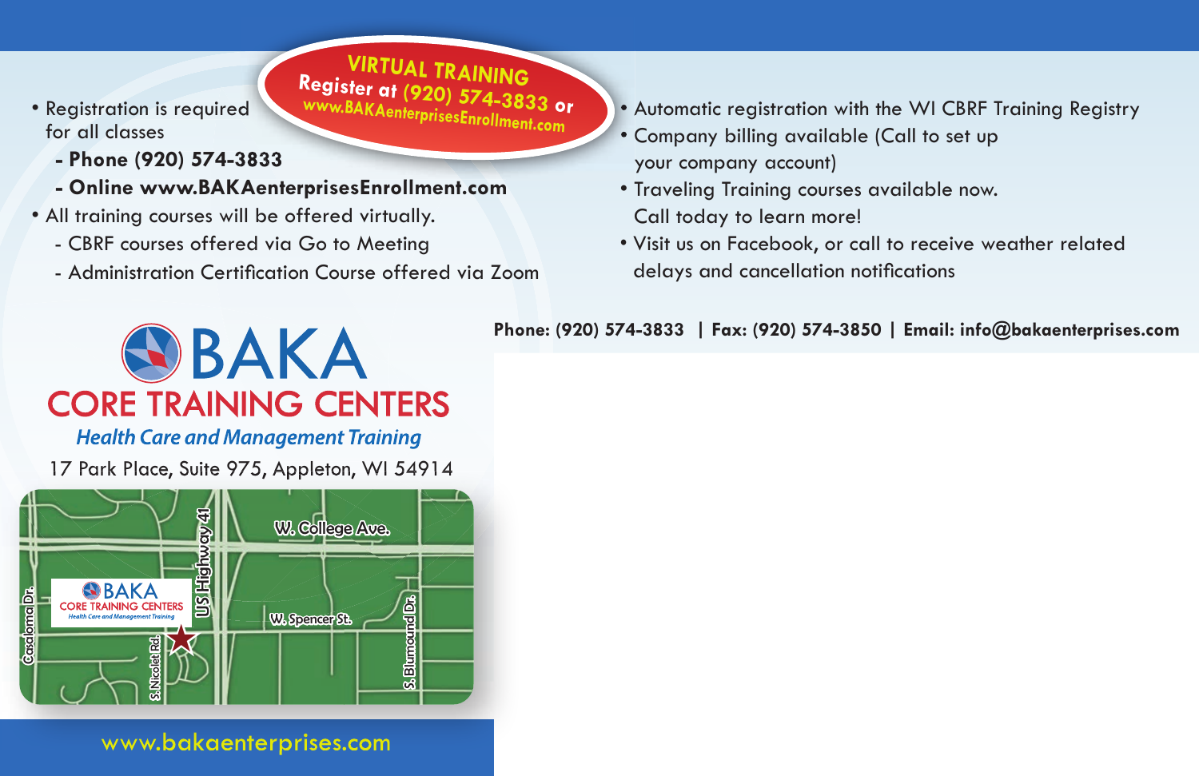**VIRTUAL TRAINING**
**Register at (920) 574-3833 or www.BAKAenterprisesEnrollment.com**

- Registration is required for all classes
  - **Phone (920) 574-3833**
  - **Online www.BAKAenterprisesEnrollment.com**
- All training courses will be offered virtually.
  - CBRF courses offered via Go to Meeting
  - Administration Certification Course offered via Zoom

- Automatic registration with the WI CBRF Training Registry
- Company billing available (Call to set up your company account)
- Traveling Training courses available now. Call today to learn more!
- Visit us on Facebook, or call to receive weather related delays and cancellation notifications

**Phone: (920) 574-3833 | Fax: (920) 574-3850 | Email: info@bakaenterprises.com**

# BAKA
## CORE TRAINING CENTERS
*Health Care and Management Training*

17 Park Place, Suite 975, Appleton, WI 54914

W. College Ave.
US Highway 41
W. Spencer St.
Casaloma Dr.
S. Nicolet Rd.
S. Blumound Dr.
BAKA CORE TRAINING CENTERS Health Care and Management Training

www.bakaenterprises.com